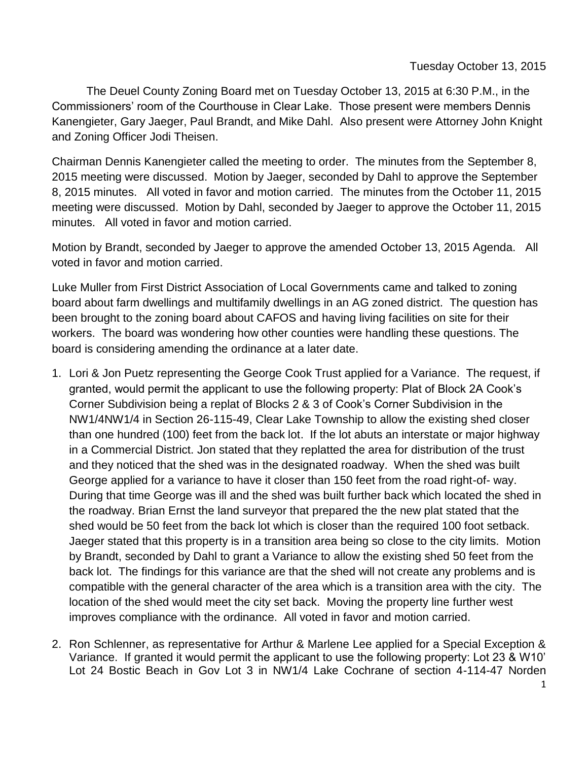Tuesday October 13, 2015

The Deuel County Zoning Board met on Tuesday October 13, 2015 at 6:30 P.M., in the Commissioners' room of the Courthouse in Clear Lake. Those present were members Dennis Kanengieter, Gary Jaeger, Paul Brandt, and Mike Dahl. Also present were Attorney John Knight and Zoning Officer Jodi Theisen.

Chairman Dennis Kanengieter called the meeting to order. The minutes from the September 8, 2015 meeting were discussed. Motion by Jaeger, seconded by Dahl to approve the September 8, 2015 minutes. All voted in favor and motion carried. The minutes from the October 11, 2015 meeting were discussed. Motion by Dahl, seconded by Jaeger to approve the October 11, 2015 minutes. All voted in favor and motion carried.

Motion by Brandt, seconded by Jaeger to approve the amended October 13, 2015 Agenda. All voted in favor and motion carried.

Luke Muller from First District Association of Local Governments came and talked to zoning board about farm dwellings and multifamily dwellings in an AG zoned district. The question has been brought to the zoning board about CAFOS and having living facilities on site for their workers. The board was wondering how other counties were handling these questions. The board is considering amending the ordinance at a later date.

1. Lori & Jon Puetz representing the George Cook Trust applied for a Variance. The request, if granted, would permit the applicant to use the following property: Plat of Block 2A Cook's Corner Subdivision being a replat of Blocks 2 & 3 of Cook's Corner Subdivision in the NW1/4NW1/4 in Section 26-115-49, Clear Lake Township to allow the existing shed closer than one hundred (100) feet from the back lot. If the lot abuts an interstate or major highway in a Commercial District. Jon stated that they replatted the area for distribution of the trust and they noticed that the shed was in the designated roadway. When the shed was built George applied for a variance to have it closer than 150 feet from the road right-of- way. During that time George was ill and the shed was built further back which located the shed in the roadway. Brian Ernst the land surveyor that prepared the the new plat stated that the shed would be 50 feet from the back lot which is closer than the required 100 foot setback. Jaeger stated that this property is in a transition area being so close to the city limits. Motion by Brandt, seconded by Dahl to grant a Variance to allow the existing shed 50 feet from the back lot. The findings for this variance are that the shed will not create any problems and is compatible with the general character of the area which is a transition area with the city. The location of the shed would meet the city set back. Moving the property line further west improves compliance with the ordinance. All voted in favor and motion carried.

2. Ron Schlenner, as representative for Arthur & Marlene Lee applied for a Special Exception & Variance. If granted it would permit the applicant to use the following property: Lot 23 & W10' Lot 24 Bostic Beach in Gov Lot 3 in NW1/4 Lake Cochrane of section 4-114-47 Norden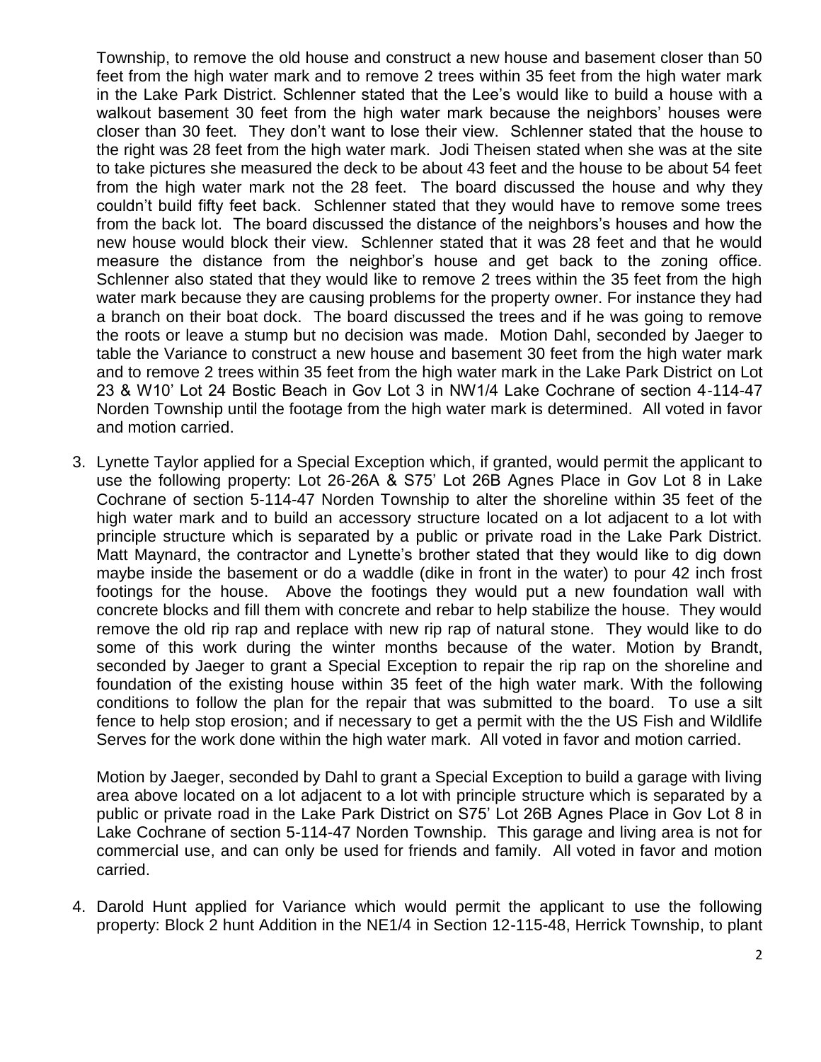Township, to remove the old house and construct a new house and basement closer than 50 feet from the high water mark and to remove 2 trees within 35 feet from the high water mark in the Lake Park District. Schlenner stated that the Lee's would like to build a house with a walkout basement 30 feet from the high water mark because the neighbors' houses were closer than 30 feet. They don't want to lose their view. Schlenner stated that the house to the right was 28 feet from the high water mark. Jodi Theisen stated when she was at the site to take pictures she measured the deck to be about 43 feet and the house to be about 54 feet from the high water mark not the 28 feet. The board discussed the house and why they couldn't build fifty feet back. Schlenner stated that they would have to remove some trees from the back lot. The board discussed the distance of the neighbors's houses and how the new house would block their view. Schlenner stated that it was 28 feet and that he would measure the distance from the neighbor's house and get back to the zoning office. Schlenner also stated that they would like to remove 2 trees within the 35 feet from the high water mark because they are causing problems for the property owner. For instance they had a branch on their boat dock. The board discussed the trees and if he was going to remove the roots or leave a stump but no decision was made. Motion Dahl, seconded by Jaeger to table the Variance to construct a new house and basement 30 feet from the high water mark and to remove 2 trees within 35 feet from the high water mark in the Lake Park District on Lot 23 & W10' Lot 24 Bostic Beach in Gov Lot 3 in NW1/4 Lake Cochrane of section 4-114-47 Norden Township until the footage from the high water mark is determined. All voted in favor and motion carried.

3. Lynette Taylor applied for a Special Exception which, if granted, would permit the applicant to use the following property: Lot 26-26A & S75' Lot 26B Agnes Place in Gov Lot 8 in Lake Cochrane of section 5-114-47 Norden Township to alter the shoreline within 35 feet of the high water mark and to build an accessory structure located on a lot adjacent to a lot with principle structure which is separated by a public or private road in the Lake Park District. Matt Maynard, the contractor and Lynette's brother stated that they would like to dig down maybe inside the basement or do a waddle (dike in front in the water) to pour 42 inch frost footings for the house. Above the footings they would put a new foundation wall with concrete blocks and fill them with concrete and rebar to help stabilize the house. They would remove the old rip rap and replace with new rip rap of natural stone. They would like to do some of this work during the winter months because of the water. Motion by Brandt, seconded by Jaeger to grant a Special Exception to repair the rip rap on the shoreline and foundation of the existing house within 35 feet of the high water mark. With the following conditions to follow the plan for the repair that was submitted to the board. To use a silt fence to help stop erosion; and if necessary to get a permit with the the US Fish and Wildlife Serves for the work done within the high water mark. All voted in favor and motion carried.

   Motion by Jaeger, seconded by Dahl to grant a Special Exception to build a garage with living area above located on a lot adjacent to a lot with principle structure which is separated by a public or private road in the Lake Park District on S75' Lot 26B Agnes Place in Gov Lot 8 in Lake Cochrane of section 5-114-47 Norden Township. This garage and living area is not for commercial use, and can only be used for friends and family. All voted in favor and motion carried.

4. Darold Hunt applied for Variance which would permit the applicant to use the following property: Block 2 hunt Addition in the NE1/4 in Section 12-115-48, Herrick Township, to plant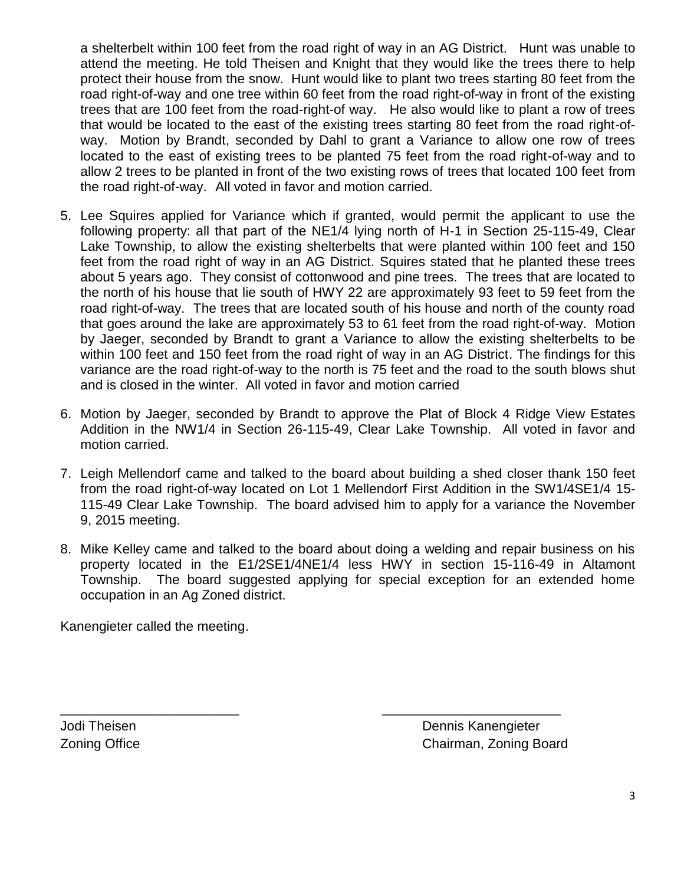a shelterbelt within 100 feet from the road right of way in an AG District. Hunt was unable to attend the meeting. He told Theisen and Knight that they would like the trees there to help protect their house from the snow. Hunt would like to plant two trees starting 80 feet from the road right-of-way and one tree within 60 feet from the road right-of-way in front of the existing trees that are 100 feet from the road-right-of way. He also would like to plant a row of trees that would be located to the east of the existing trees starting 80 feet from the road right-of-way. Motion by Brandt, seconded by Dahl to grant a Variance to allow one row of trees located to the east of existing trees to be planted 75 feet from the road right-of-way and to allow 2 trees to be planted in front of the two existing rows of trees that located 100 feet from the road right-of-way. All voted in favor and motion carried.

5. Lee Squires applied for Variance which if granted, would permit the applicant to use the following property: all that part of the NE1/4 lying north of H-1 in Section 25-115-49, Clear Lake Township, to allow the existing shelterbelts that were planted within 100 feet and 150 feet from the road right of way in an AG District. Squires stated that he planted these trees about 5 years ago. They consist of cottonwood and pine trees. The trees that are located to the north of his house that lie south of HWY 22 are approximately 93 feet to 59 feet from the road right-of-way. The trees that are located south of his house and north of the county road that goes around the lake are approximately 53 to 61 feet from the road right-of-way. Motion by Jaeger, seconded by Brandt to grant a Variance to allow the existing shelterbelts to be within 100 feet and 150 feet from the road right of way in an AG District. The findings for this variance are the road right-of-way to the north is 75 feet and the road to the south blows shut and is closed in the winter. All voted in favor and motion carried

6. Motion by Jaeger, seconded by Brandt to approve the Plat of Block 4 Ridge View Estates Addition in the NW1/4 in Section 26-115-49, Clear Lake Township. All voted in favor and motion carried.

7. Leigh Mellendorf came and talked to the board about building a shed closer thank 150 feet from the road right-of-way located on Lot 1 Mellendorf First Addition in the SW1/4SE1/4 15-115-49 Clear Lake Township. The board advised him to apply for a variance the November 9, 2015 meeting.

8. Mike Kelley came and talked to the board about doing a welding and repair business on his property located in the E1/2SE1/4NE1/4 less HWY in section 15-116-49 in Altamont Township. The board suggested applying for special exception for an extended home occupation in an Ag Zoned district.

Kanengieter called the meeting.

________________________ ________________________

Jodi Theisen
Zoning Office

Dennis Kanengieter
Chairman, Zoning Board